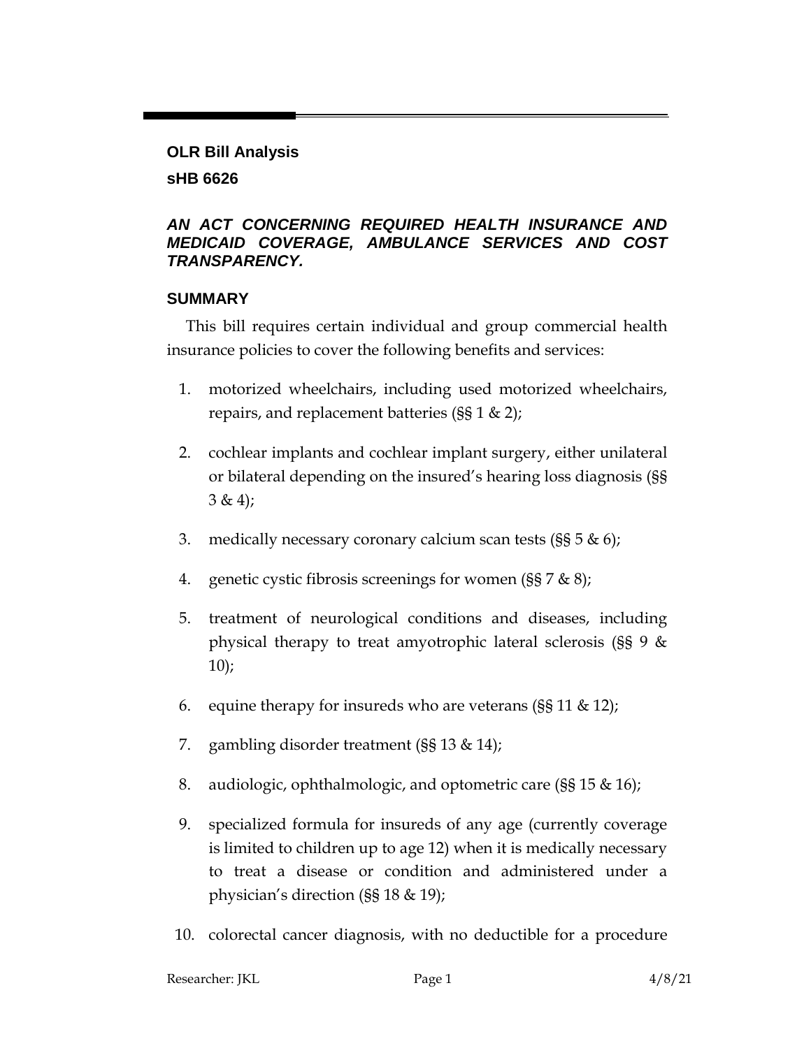**OLR Bill Analysis**

**sHB 6626**

***AN ACT CONCERNING REQUIRED HEALTH INSURANCE AND MEDICAID COVERAGE, AMBULANCE SERVICES AND COST TRANSPARENCY.***

## SUMMARY

This bill requires certain individual and group commercial health insurance policies to cover the following benefits and services:

1. motorized wheelchairs, including used motorized wheelchairs, repairs, and replacement batteries (§§ 1 & 2);
2. cochlear implants and cochlear implant surgery, either unilateral or bilateral depending on the insured's hearing loss diagnosis (§§ 3 & 4);
3. medically necessary coronary calcium scan tests (§§ 5 & 6);
4. genetic cystic fibrosis screenings for women (§§ 7 & 8);
5. treatment of neurological conditions and diseases, including physical therapy to treat amyotrophic lateral sclerosis (§§ 9 & 10);
6. equine therapy for insureds who are veterans (§§ 11 & 12);
7. gambling disorder treatment (§§ 13 & 14);
8. audiologic, ophthalmologic, and optometric care (§§ 15 & 16);
9. specialized formula for insureds of any age (currently coverage is limited to children up to age 12) when it is medically necessary to treat a disease or condition and administered under a physician's direction (§§ 18 & 19);
10. colorectal cancer diagnosis, with no deductible for a procedure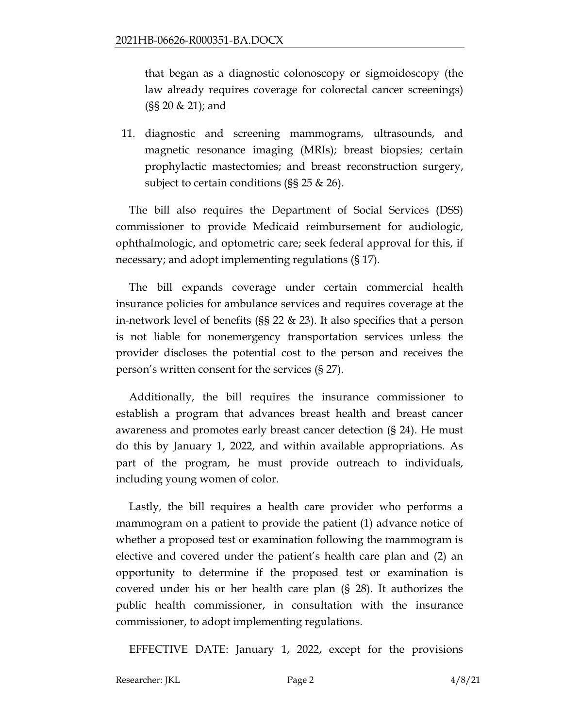that began as a diagnostic colonoscopy or sigmoidoscopy (the law already requires coverage for colorectal cancer screenings) (§§ 20 & 21); and

11. diagnostic and screening mammograms, ultrasounds, and magnetic resonance imaging (MRIs); breast biopsies; certain prophylactic mastectomies; and breast reconstruction surgery, subject to certain conditions (§§ 25 & 26).

The bill also requires the Department of Social Services (DSS) commissioner to provide Medicaid reimbursement for audiologic, ophthalmologic, and optometric care; seek federal approval for this, if necessary; and adopt implementing regulations (§ 17).

The bill expands coverage under certain commercial health insurance policies for ambulance services and requires coverage at the in-network level of benefits (§§ 22 & 23). It also specifies that a person is not liable for nonemergency transportation services unless the provider discloses the potential cost to the person and receives the person's written consent for the services (§ 27).

Additionally, the bill requires the insurance commissioner to establish a program that advances breast health and breast cancer awareness and promotes early breast cancer detection (§ 24). He must do this by January 1, 2022, and within available appropriations. As part of the program, he must provide outreach to individuals, including young women of color.

Lastly, the bill requires a health care provider who performs a mammogram on a patient to provide the patient (1) advance notice of whether a proposed test or examination following the mammogram is elective and covered under the patient's health care plan and (2) an opportunity to determine if the proposed test or examination is covered under his or her health care plan (§ 28). It authorizes the public health commissioner, in consultation with the insurance commissioner, to adopt implementing regulations.

EFFECTIVE DATE: January 1, 2022, except for the provisions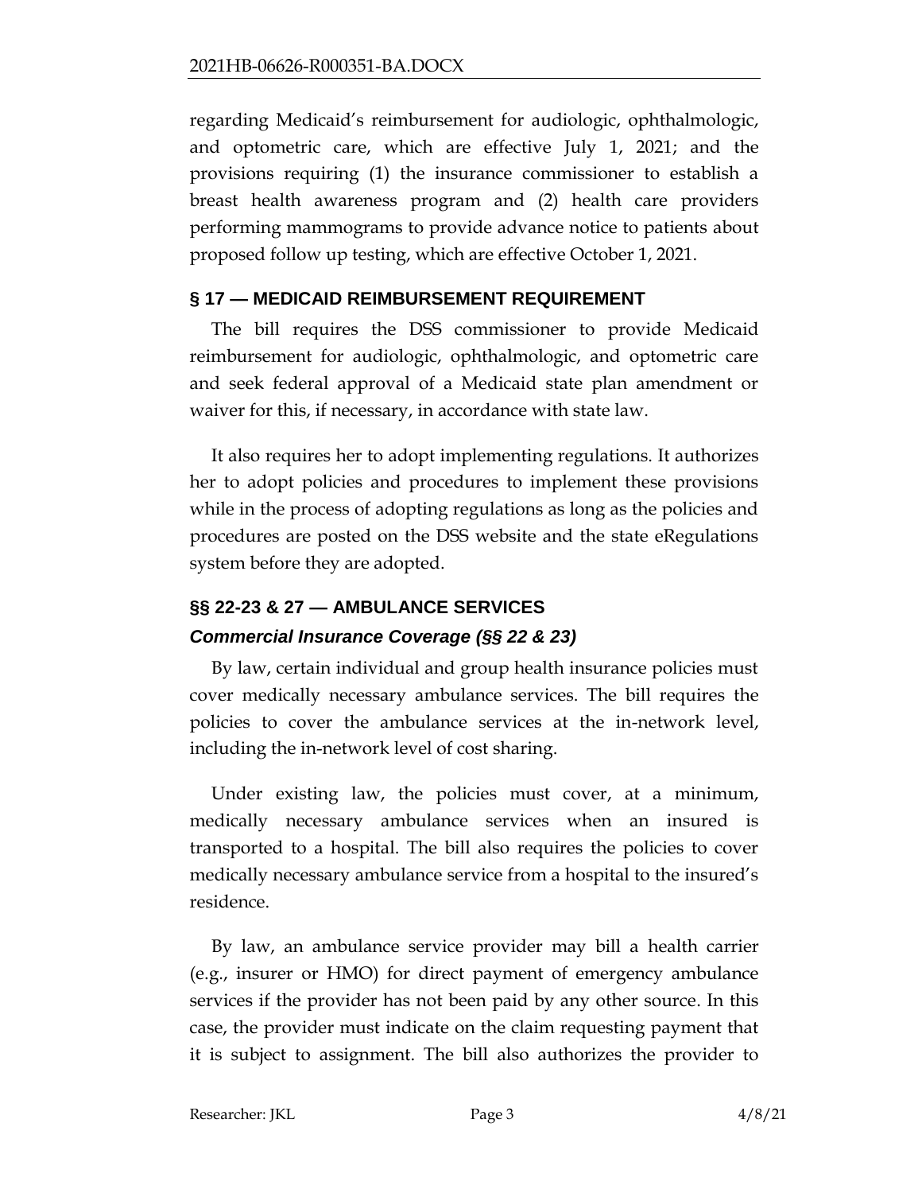regarding Medicaid's reimbursement for audiologic, ophthalmologic, and optometric care, which are effective July 1, 2021; and the provisions requiring (1) the insurance commissioner to establish a breast health awareness program and (2) health care providers performing mammograms to provide advance notice to patients about proposed follow up testing, which are effective October 1, 2021.

## § 17 — MEDICAID REIMBURSEMENT REQUIREMENT

The bill requires the DSS commissioner to provide Medicaid reimbursement for audiologic, ophthalmologic, and optometric care and seek federal approval of a Medicaid state plan amendment or waiver for this, if necessary, in accordance with state law.

It also requires her to adopt implementing regulations. It authorizes her to adopt policies and procedures to implement these provisions while in the process of adopting regulations as long as the policies and procedures are posted on the DSS website and the state eRegulations system before they are adopted.

## §§ 22-23 & 27 — AMBULANCE SERVICES

### *Commercial Insurance Coverage (§§ 22 & 23)*

By law, certain individual and group health insurance policies must cover medically necessary ambulance services. The bill requires the policies to cover the ambulance services at the in-network level, including the in-network level of cost sharing.

Under existing law, the policies must cover, at a minimum, medically necessary ambulance services when an insured is transported to a hospital. The bill also requires the policies to cover medically necessary ambulance service from a hospital to the insured's residence.

By law, an ambulance service provider may bill a health carrier (e.g., insurer or HMO) for direct payment of emergency ambulance services if the provider has not been paid by any other source. In this case, the provider must indicate on the claim requesting payment that it is subject to assignment. The bill also authorizes the provider to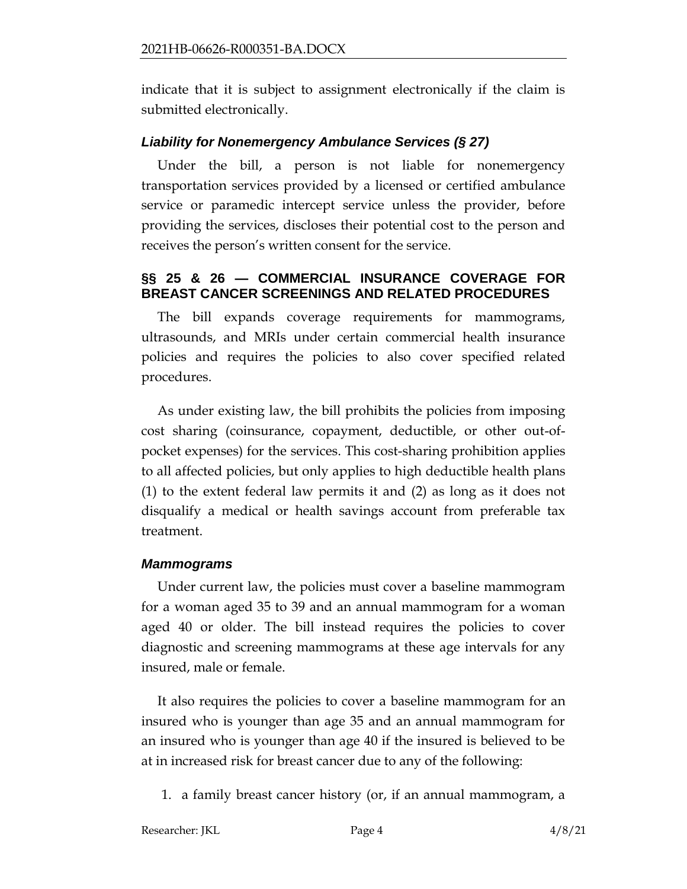indicate that it is subject to assignment electronically if the claim is submitted electronically.

### *Liability for Nonemergency Ambulance Services (§ 27)*

Under the bill, a person is not liable for nonemergency transportation services provided by a licensed or certified ambulance service or paramedic intercept service unless the provider, before providing the services, discloses their potential cost to the person and receives the person's written consent for the service.

## §§ 25 & 26 — COMMERCIAL INSURANCE COVERAGE FOR BREAST CANCER SCREENINGS AND RELATED PROCEDURES

The bill expands coverage requirements for mammograms, ultrasounds, and MRIs under certain commercial health insurance policies and requires the policies to also cover specified related procedures.

As under existing law, the bill prohibits the policies from imposing cost sharing (coinsurance, copayment, deductible, or other out-of-pocket expenses) for the services. This cost-sharing prohibition applies to all affected policies, but only applies to high deductible health plans (1) to the extent federal law permits it and (2) as long as it does not disqualify a medical or health savings account from preferable tax treatment.

### *Mammograms*

Under current law, the policies must cover a baseline mammogram for a woman aged 35 to 39 and an annual mammogram for a woman aged 40 or older. The bill instead requires the policies to cover diagnostic and screening mammograms at these age intervals for any insured, male or female.

It also requires the policies to cover a baseline mammogram for an insured who is younger than age 35 and an annual mammogram for an insured who is younger than age 40 if the insured is believed to be at in increased risk for breast cancer due to any of the following:

1. a family breast cancer history (or, if an annual mammogram, a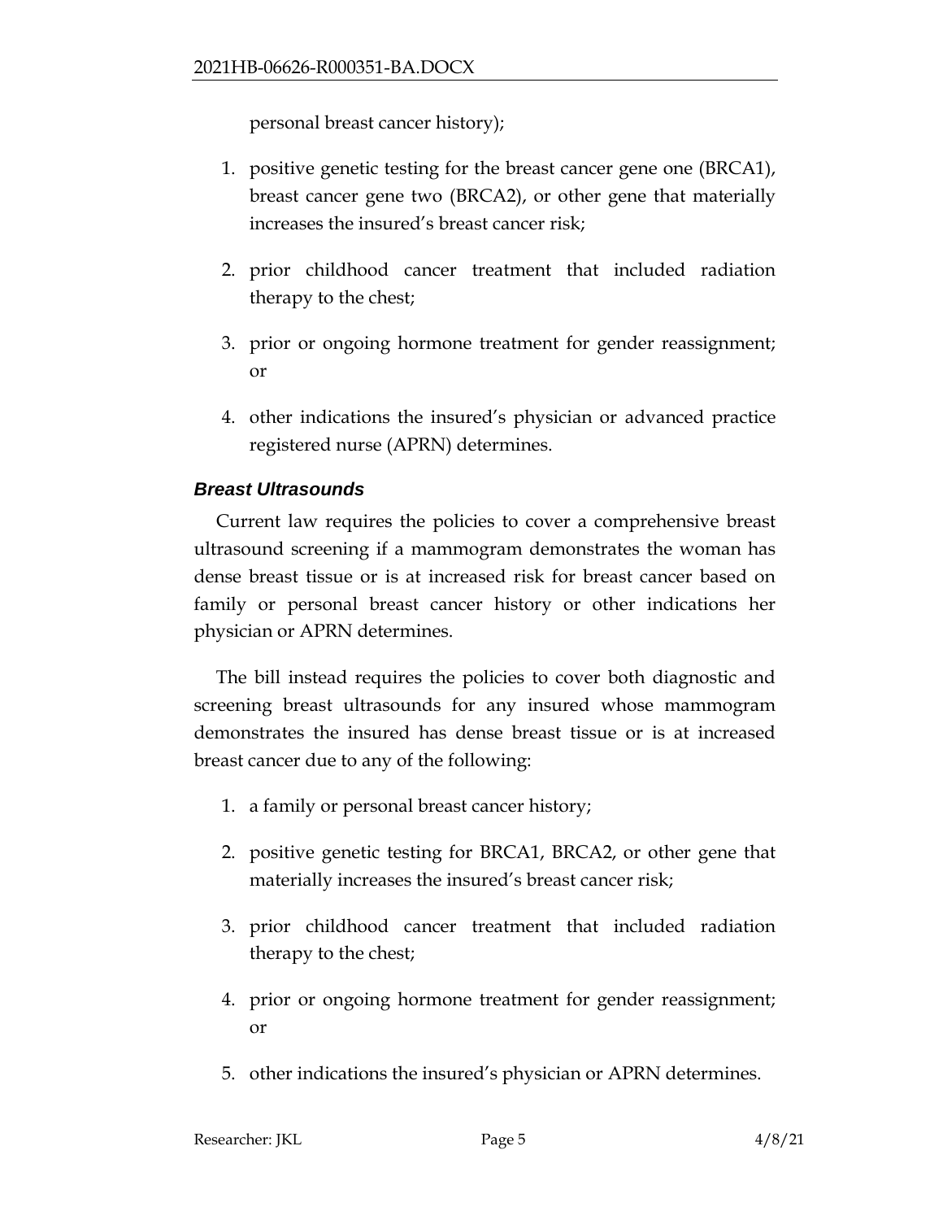personal breast cancer history);

1. positive genetic testing for the breast cancer gene one (BRCA1), breast cancer gene two (BRCA2), or other gene that materially increases the insured's breast cancer risk;
2. prior childhood cancer treatment that included radiation therapy to the chest;
3. prior or ongoing hormone treatment for gender reassignment; or
4. other indications the insured's physician or advanced practice registered nurse (APRN) determines.

### *Breast Ultrasounds*

Current law requires the policies to cover a comprehensive breast ultrasound screening if a mammogram demonstrates the woman has dense breast tissue or is at increased risk for breast cancer based on family or personal breast cancer history or other indications her physician or APRN determines.

The bill instead requires the policies to cover both diagnostic and screening breast ultrasounds for any insured whose mammogram demonstrates the insured has dense breast tissue or is at increased breast cancer due to any of the following:

1. a family or personal breast cancer history;
2. positive genetic testing for BRCA1, BRCA2, or other gene that materially increases the insured's breast cancer risk;
3. prior childhood cancer treatment that included radiation therapy to the chest;
4. prior or ongoing hormone treatment for gender reassignment; or
5. other indications the insured's physician or APRN determines.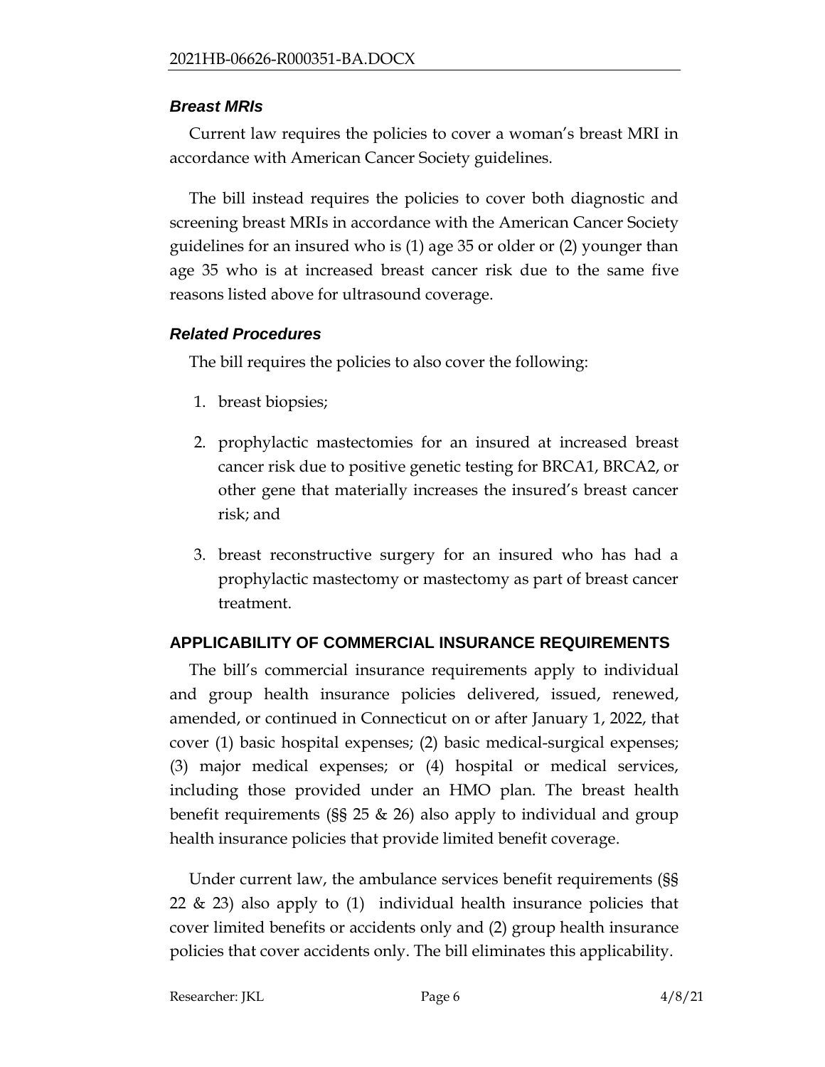### *Breast MRIs*

Current law requires the policies to cover a woman's breast MRI in accordance with American Cancer Society guidelines.

The bill instead requires the policies to cover both diagnostic and screening breast MRIs in accordance with the American Cancer Society guidelines for an insured who is (1) age 35 or older or (2) younger than age 35 who is at increased breast cancer risk due to the same five reasons listed above for ultrasound coverage.

### *Related Procedures*

The bill requires the policies to also cover the following:

1. breast biopsies;
2. prophylactic mastectomies for an insured at increased breast cancer risk due to positive genetic testing for BRCA1, BRCA2, or other gene that materially increases the insured's breast cancer risk; and
3. breast reconstructive surgery for an insured who has had a prophylactic mastectomy or mastectomy as part of breast cancer treatment.

## APPLICABILITY OF COMMERCIAL INSURANCE REQUIREMENTS

The bill's commercial insurance requirements apply to individual and group health insurance policies delivered, issued, renewed, amended, or continued in Connecticut on or after January 1, 2022, that cover (1) basic hospital expenses; (2) basic medical-surgical expenses; (3) major medical expenses; or (4) hospital or medical services, including those provided under an HMO plan. The breast health benefit requirements (§§ 25 & 26) also apply to individual and group health insurance policies that provide limited benefit coverage.

Under current law, the ambulance services benefit requirements (§§ 22 & 23) also apply to (1) individual health insurance policies that cover limited benefits or accidents only and (2) group health insurance policies that cover accidents only. The bill eliminates this applicability.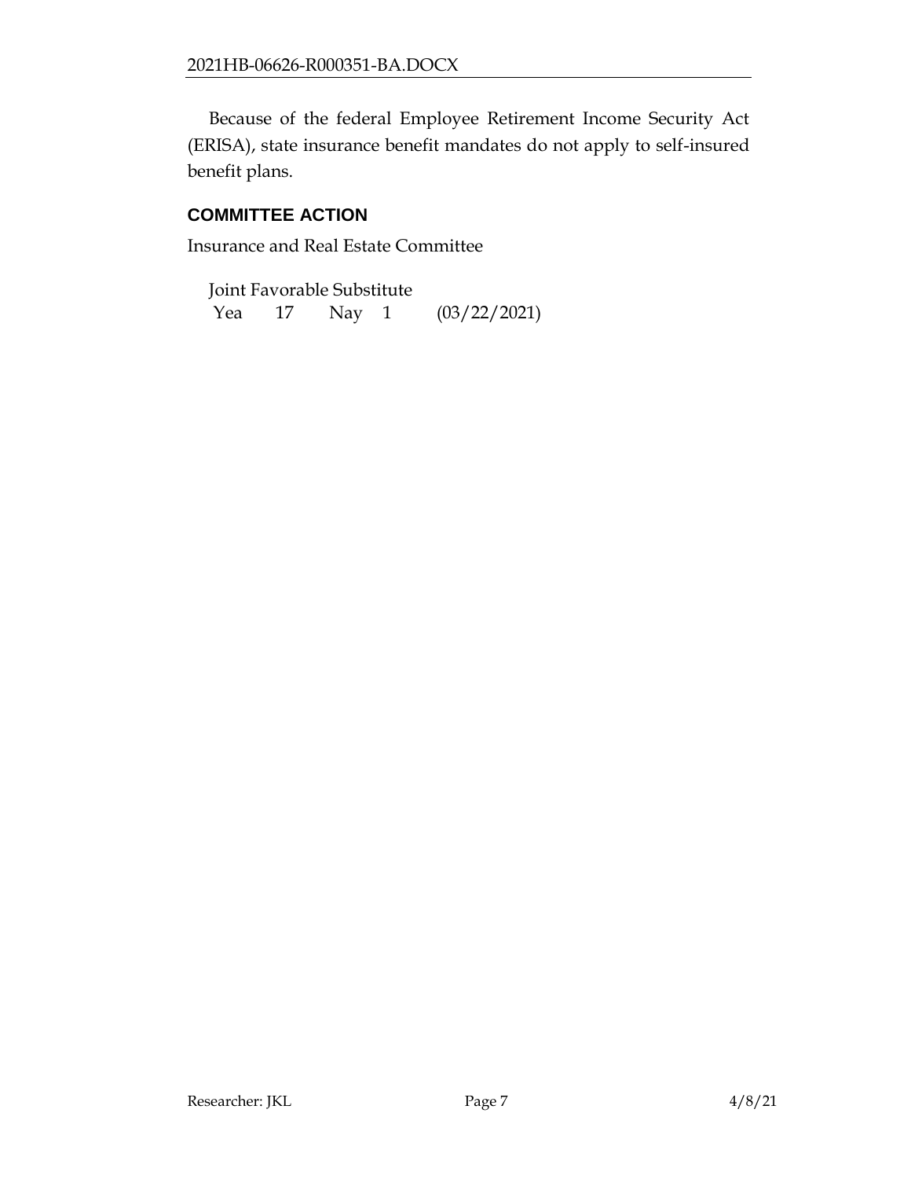Because of the federal Employee Retirement Income Security Act (ERISA), state insurance benefit mandates do not apply to self-insured benefit plans.

## COMMITTEE ACTION

Insurance and Real Estate Committee

| | | | | |
|---|---|---|---|---|
| Joint Favorable Substitute | | | | |
| Yea | 17 | Nay | 1 | (03/22/2021) |